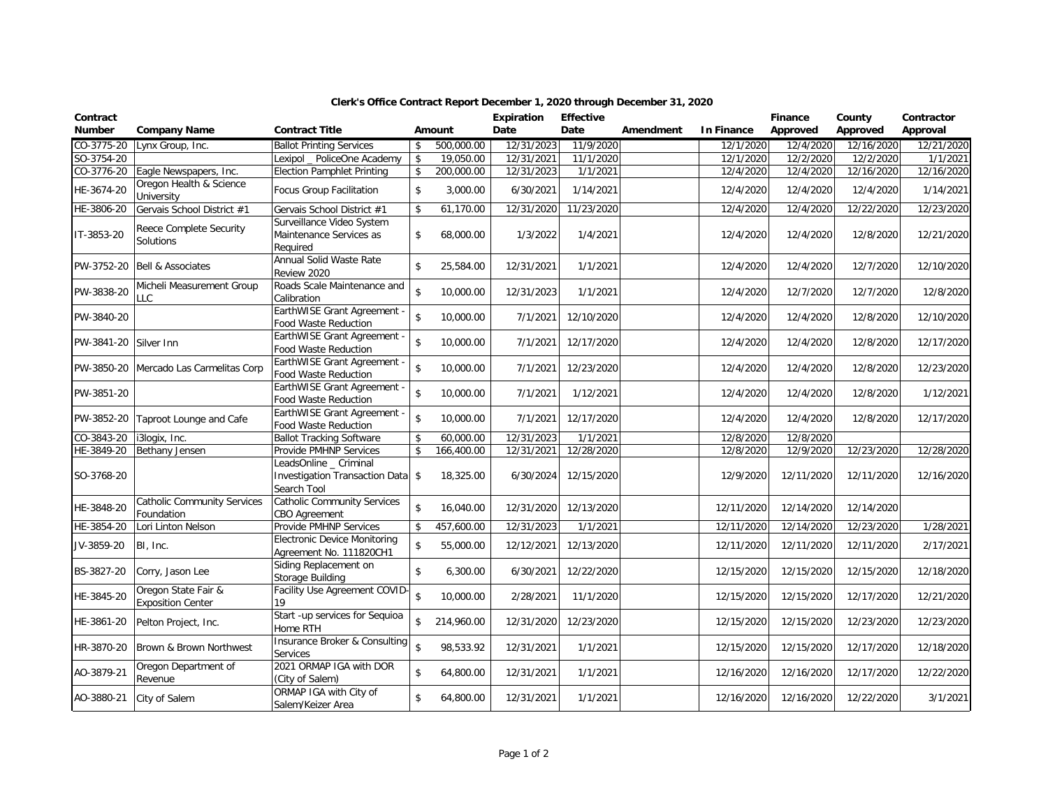# Clerk's Office Contract Report December 1, 2020 through December 31, 2020

| Contract Number | Company Name | Contract Title | Amount | Expiration Date | Effective Date | Amendment | In Finance | Finance Approved | County Approved | Contractor Approval |
|---|---|---|---|---|---|---|---|---|---|---|
| CO-3775-20 | Lynx Group, Inc. | Ballot Printing Services | $ 500,000.00 | 12/31/2023 | 11/9/2020 | | 12/1/2020 | 12/4/2020 | 12/16/2020 | 12/21/2020 |
| SO-3754-20 | | Lexipol _ PoliceOne Academy | $ 19,050.00 | 12/31/2021 | 11/1/2020 | | 12/1/2020 | 12/2/2020 | 12/2/2020 | 1/1/2021 |
| CO-3776-20 | Eagle Newspapers, Inc. | Election Pamphlet Printing | $ 200,000.00 | 12/31/2023 | 1/1/2021 | | 12/4/2020 | 12/4/2020 | 12/16/2020 | 12/16/2020 |
| HE-3674-20 | Oregon Health & Science University | Focus Group Facilitation | $ 3,000.00 | 6/30/2021 | 1/14/2021 | | 12/4/2020 | 12/4/2020 | 12/4/2020 | 1/14/2021 |
| HE-3806-20 | Gervais School District #1 | Gervais School District #1 | $ 61,170.00 | 12/31/2020 | 11/23/2020 | | 12/4/2020 | 12/4/2020 | 12/22/2020 | 12/23/2020 |
| IT-3853-20 | Reece Complete Security Solutions | Surveillance Video System Maintenance Services as Required | $ 68,000.00 | 1/3/2022 | 1/4/2021 | | 12/4/2020 | 12/4/2020 | 12/8/2020 | 12/21/2020 |
| PW-3752-20 | Bell & Associates | Annual Solid Waste Rate Review 2020 | $ 25,584.00 | 12/31/2021 | 1/1/2021 | | 12/4/2020 | 12/4/2020 | 12/7/2020 | 12/10/2020 |
| PW-3838-20 | Micheli Measurement Group LLC | Roads Scale Maintenance and Calibration | $ 10,000.00 | 12/31/2023 | 1/1/2021 | | 12/4/2020 | 12/7/2020 | 12/7/2020 | 12/8/2020 |
| PW-3840-20 | | EarthWISE Grant Agreement - Food Waste Reduction | $ 10,000.00 | 7/1/2021 | 12/10/2020 | | 12/4/2020 | 12/4/2020 | 12/8/2020 | 12/10/2020 |
| PW-3841-20 | Silver Inn | EarthWISE Grant Agreement - Food Waste Reduction | $ 10,000.00 | 7/1/2021 | 12/17/2020 | | 12/4/2020 | 12/4/2020 | 12/8/2020 | 12/17/2020 |
| PW-3850-20 | Mercado Las Carmelitas Corp | EarthWISE Grant Agreement - Food Waste Reduction | $ 10,000.00 | 7/1/2021 | 12/23/2020 | | 12/4/2020 | 12/4/2020 | 12/8/2020 | 12/23/2020 |
| PW-3851-20 | | EarthWISE Grant Agreement - Food Waste Reduction | $ 10,000.00 | 7/1/2021 | 1/12/2021 | | 12/4/2020 | 12/4/2020 | 12/8/2020 | 1/12/2021 |
| PW-3852-20 | Taproot Lounge and Cafe | EarthWISE Grant Agreement - Food Waste Reduction | $ 10,000.00 | 7/1/2021 | 12/17/2020 | | 12/4/2020 | 12/4/2020 | 12/8/2020 | 12/17/2020 |
| CO-3843-20 | i3logix, Inc. | Ballot Tracking Software | $ 60,000.00 | 12/31/2023 | 1/1/2021 | | 12/8/2020 | 12/8/2020 | | |
| HE-3849-20 | Bethany Jensen | Provide PMHNP Services | $ 166,400.00 | 12/31/2021 | 12/28/2020 | | 12/8/2020 | 12/9/2020 | 12/23/2020 | 12/28/2020 |
| SO-3768-20 | | LeadsOnline _ Criminal Investigation Transaction Data Search Tool | $ 18,325.00 | 6/30/2024 | 12/15/2020 | | 12/9/2020 | 12/11/2020 | 12/11/2020 | 12/16/2020 |
| HE-3848-20 | Catholic Community Services Foundation | Catholic Community Services CBO Agreement | $ 16,040.00 | 12/31/2020 | 12/13/2020 | | 12/11/2020 | 12/14/2020 | 12/14/2020 | |
| HE-3854-20 | Lori Linton Nelson | Provide PMHNP Services | $ 457,600.00 | 12/31/2023 | 1/1/2021 | | 12/11/2020 | 12/14/2020 | 12/23/2020 | 1/28/2021 |
| JV-3859-20 | BI, Inc. | Electronic Device Monitoring Agreement No. 111820CH1 | $ 55,000.00 | 12/12/2021 | 12/13/2020 | | 12/11/2020 | 12/11/2020 | 12/11/2020 | 2/17/2021 |
| BS-3827-20 | Corry, Jason Lee | Siding Replacement on Storage Building | $ 6,300.00 | 6/30/2021 | 12/22/2020 | | 12/15/2020 | 12/15/2020 | 12/15/2020 | 12/18/2020 |
| HE-3845-20 | Oregon State Fair & Exposition Center | Facility Use Agreement COVID-19 | $ 10,000.00 | 2/28/2021 | 11/1/2020 | | 12/15/2020 | 12/15/2020 | 12/17/2020 | 12/21/2020 |
| HE-3861-20 | Pelton Project, Inc. | Start -up services for Sequioa Home RTH | $ 214,960.00 | 12/31/2020 | 12/23/2020 | | 12/15/2020 | 12/15/2020 | 12/23/2020 | 12/23/2020 |
| HR-3870-20 | Brown & Brown Northwest | Insurance Broker & Consulting Services | $ 98,533.92 | 12/31/2021 | 1/1/2021 | | 12/15/2020 | 12/15/2020 | 12/17/2020 | 12/18/2020 |
| AO-3879-21 | Oregon Department of Revenue | 2021 ORMAP IGA with DOR (City of Salem) | $ 64,800.00 | 12/31/2021 | 1/1/2021 | | 12/16/2020 | 12/16/2020 | 12/17/2020 | 12/22/2020 |
| AO-3880-21 | City of Salem | ORMAP IGA with City of Salem/Keizer Area | $ 64,800.00 | 12/31/2021 | 1/1/2021 | | 12/16/2020 | 12/16/2020 | 12/22/2020 | 3/1/2021 |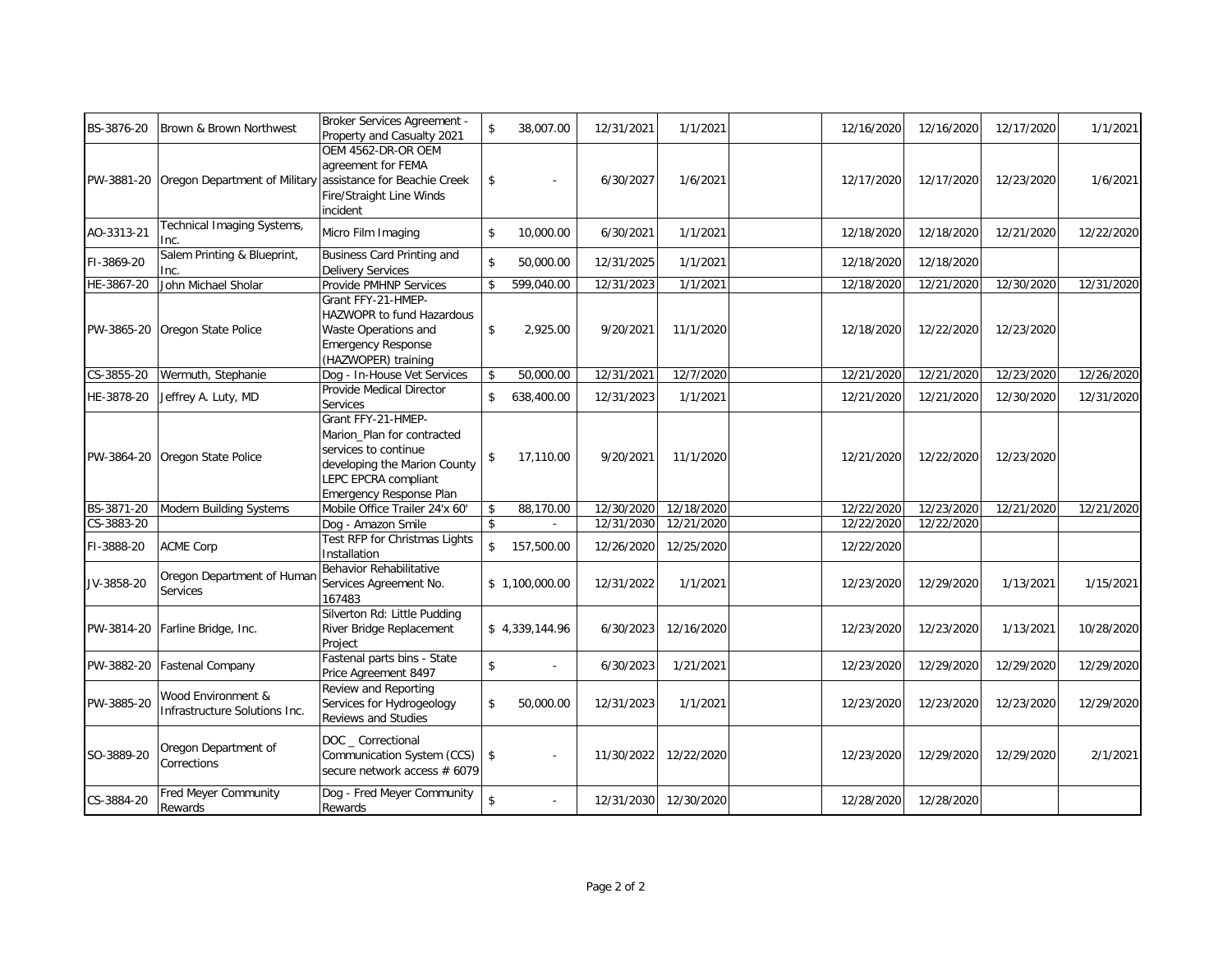| | | | | | | | | | | |
|---|---|---|---|---|---|---|---|---|---|---|
| BS-3876-20 | Brown & Brown Northwest | Broker Services Agreement - Property and Casualty 2021 | $ 38,007.00 | 12/31/2021 | 1/1/2021 | | 12/16/2020 | 12/16/2020 | 12/17/2020 | 1/1/2021 |
| PW-3881-20 | Oregon Department of Military | OEM 4562-DR-OR OEM agreement for FEMA assistance for Beachie Creek Fire/Straight Line Winds incident | $ - | 6/30/2027 | 1/6/2021 | | 12/17/2020 | 12/17/2020 | 12/23/2020 | 1/6/2021 |
| AO-3313-21 | Technical Imaging Systems, Inc. | Micro Film Imaging | $ 10,000.00 | 6/30/2021 | 1/1/2021 | | 12/18/2020 | 12/18/2020 | 12/21/2020 | 12/22/2020 |
| FI-3869-20 | Salem Printing & Blueprint, Inc. | Business Card Printing and Delivery Services | $ 50,000.00 | 12/31/2025 | 1/1/2021 | | 12/18/2020 | 12/18/2020 | | |
| HE-3867-20 | John Michael Sholar | Provide PMHNP Services | $ 599,040.00 | 12/31/2023 | 1/1/2021 | | 12/18/2020 | 12/21/2020 | 12/30/2020 | 12/31/2020 |
| PW-3865-20 | Oregon State Police | Grant FFY-21-HMEP-HAZWOPR to fund Hazardous Waste Operations and Emergency Response (HAZWOPER) training | $ 2,925.00 | 9/20/2021 | 11/1/2020 | | 12/18/2020 | 12/22/2020 | 12/23/2020 | |
| CS-3855-20 | Wermuth, Stephanie | Dog - In-House Vet Services | $ 50,000.00 | 12/31/2021 | 12/7/2020 | | 12/21/2020 | 12/21/2020 | 12/23/2020 | 12/26/2020 |
| HE-3878-20 | Jeffrey A. Luty, MD | Provide Medical Director Services | $ 638,400.00 | 12/31/2023 | 1/1/2021 | | 12/21/2020 | 12/21/2020 | 12/30/2020 | 12/31/2020 |
| PW-3864-20 | Oregon State Police | Grant FFY-21-HMEP-Marion_Plan for contracted services to continue developing the Marion County LEPC EPCRA compliant Emergency Response Plan | $ 17,110.00 | 9/20/2021 | 11/1/2020 | | 12/21/2020 | 12/22/2020 | 12/23/2020 | |
| BS-3871-20 | Modern Building Systems | Mobile Office Trailer 24'x 60' | $ 88,170.00 | 12/30/2020 | 12/18/2020 | | 12/22/2020 | 12/23/2020 | 12/21/2020 | 12/21/2020 |
| CS-3883-20 | | Dog - Amazon Smile | $ - | 12/31/2030 | 12/21/2020 | | 12/22/2020 | 12/22/2020 | | |
| FI-3888-20 | ACME Corp | Test RFP for Christmas Lights Installation | $ 157,500.00 | 12/26/2020 | 12/25/2020 | | 12/22/2020 | | | |
| JV-3858-20 | Oregon Department of Human Services | Behavior Rehabilitative Services Agreement No. 167483 | $ 1,100,000.00 | 12/31/2022 | 1/1/2021 | | 12/23/2020 | 12/29/2020 | 1/13/2021 | 1/15/2021 |
| PW-3814-20 | Farline Bridge, Inc. | Silverton Rd: Little Pudding River Bridge Replacement Project | $ 4,339,144.96 | 6/30/2023 | 12/16/2020 | | 12/23/2020 | 12/23/2020 | 1/13/2021 | 10/28/2020 |
| PW-3882-20 | Fastenal Company | Fastenal parts bins - State Price Agreement 8497 | $ - | 6/30/2023 | 1/21/2021 | | 12/23/2020 | 12/29/2020 | 12/29/2020 | 12/29/2020 |
| PW-3885-20 | Wood Environment & Infrastructure Solutions Inc. | Review and Reporting Services for Hydrogeology Reviews and Studies | $ 50,000.00 | 12/31/2023 | 1/1/2021 | | 12/23/2020 | 12/23/2020 | 12/23/2020 | 12/29/2020 |
| SO-3889-20 | Oregon Department of Corrections | DOC _ Correctional Communication System (CCS) secure network access # 6079 | $ - | 11/30/2022 | 12/22/2020 | | 12/23/2020 | 12/29/2020 | 12/29/2020 | 2/1/2021 |
| CS-3884-20 | Fred Meyer Community Rewards | Dog - Fred Meyer Community Rewards | $ - | 12/31/2030 | 12/30/2020 | | 12/28/2020 | 12/28/2020 | | |